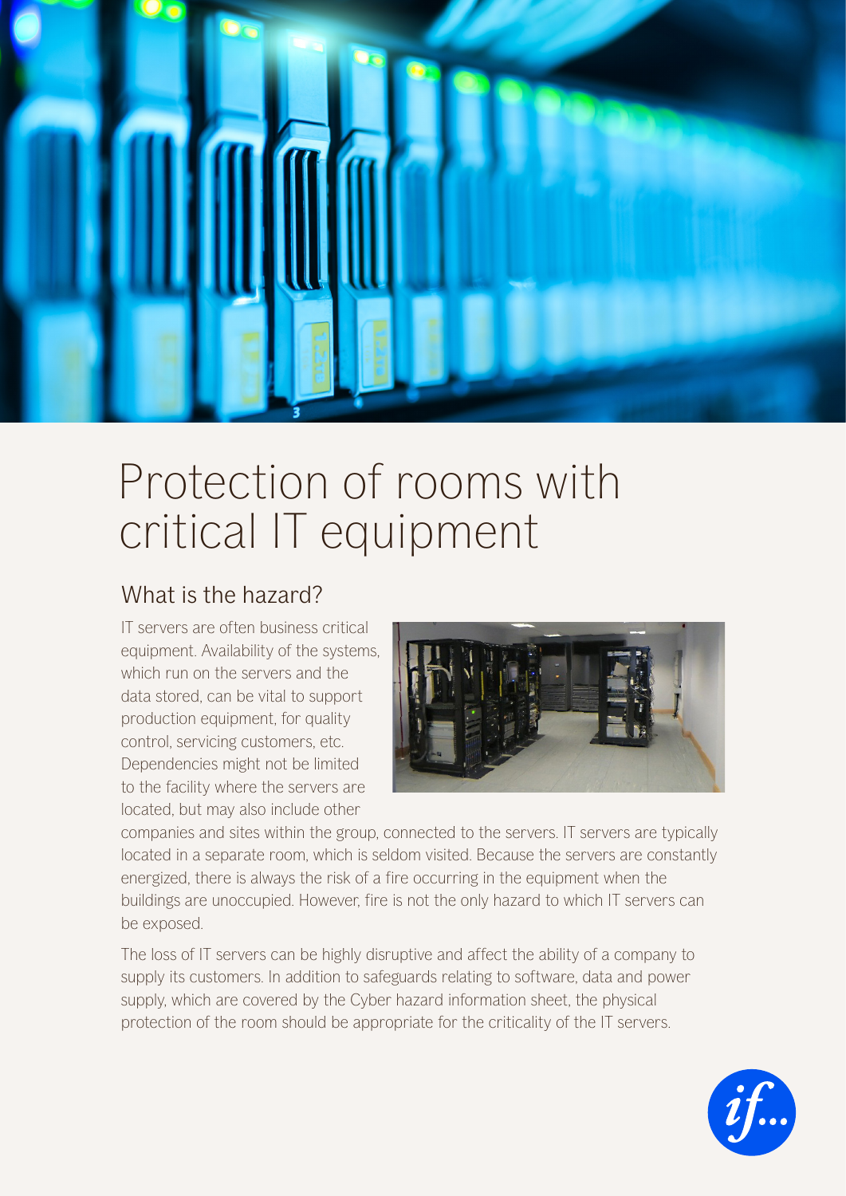# Protection of rooms with critical IT equipment

## What is the hazard?

IT servers are often business critical equipment. Availability of the systems, which run on the servers and the data stored, can be vital to support production equipment, for quality control, servicing customers, etc. Dependencies might not be limited to the facility where the servers are located, but may also include other companies and sites within the group, connected to the servers. IT servers are typically located in a separate room, which is seldom visited. Because the servers are constantly energized, there is always the risk of a fire occurring in the equipment when the buildings are unoccupied. However, fire is not the only hazard to which IT servers can be exposed.

The loss of IT servers can be highly disruptive and affect the ability of a company to supply its customers. In addition to safeguards relating to software, data and power supply, which are covered by the Cyber hazard information sheet, the physical protection of the room should be appropriate for the criticality of the IT servers.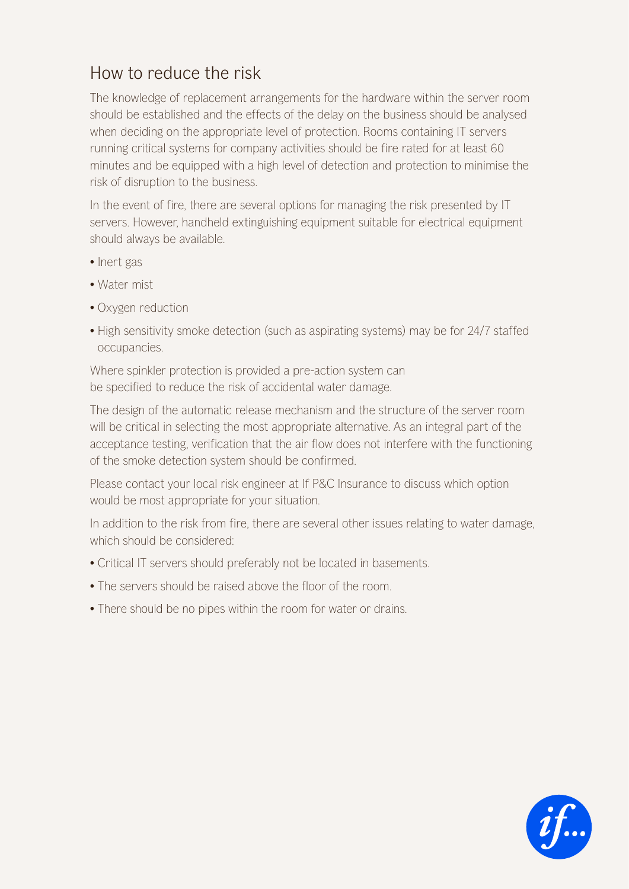## How to reduce the risk

The knowledge of replacement arrangements for the hardware within the server room should be established and the effects of the delay on the business should be analysed when deciding on the appropriate level of protection. Rooms containing IT servers running critical systems for company activities should be fire rated for at least 60 minutes and be equipped with a high level of detection and protection to minimise the risk of disruption to the business.

In the event of fire, there are several options for managing the risk presented by IT servers. However, handheld extinguishing equipment suitable for electrical equipment should always be available.

- Inert gas
- Water mist
- Oxygen reduction
- High sensitivity smoke detection (such as aspirating systems) may be for 24/7 staffed occupancies.

Where spinkler protection is provided a pre-action system can be specified to reduce the risk of accidental water damage.

The design of the automatic release mechanism and the structure of the server room will be critical in selecting the most appropriate alternative. As an integral part of the acceptance testing, verification that the air flow does not interfere with the functioning of the smoke detection system should be confirmed.

Please contact your local risk engineer at If P&C Insurance to discuss which option would be most appropriate for your situation.

In addition to the risk from fire, there are several other issues relating to water damage, which should be considered:

- Critical IT servers should preferably not be located in basements.
- The servers should be raised above the floor of the room.
- There should be no pipes within the room for water or drains.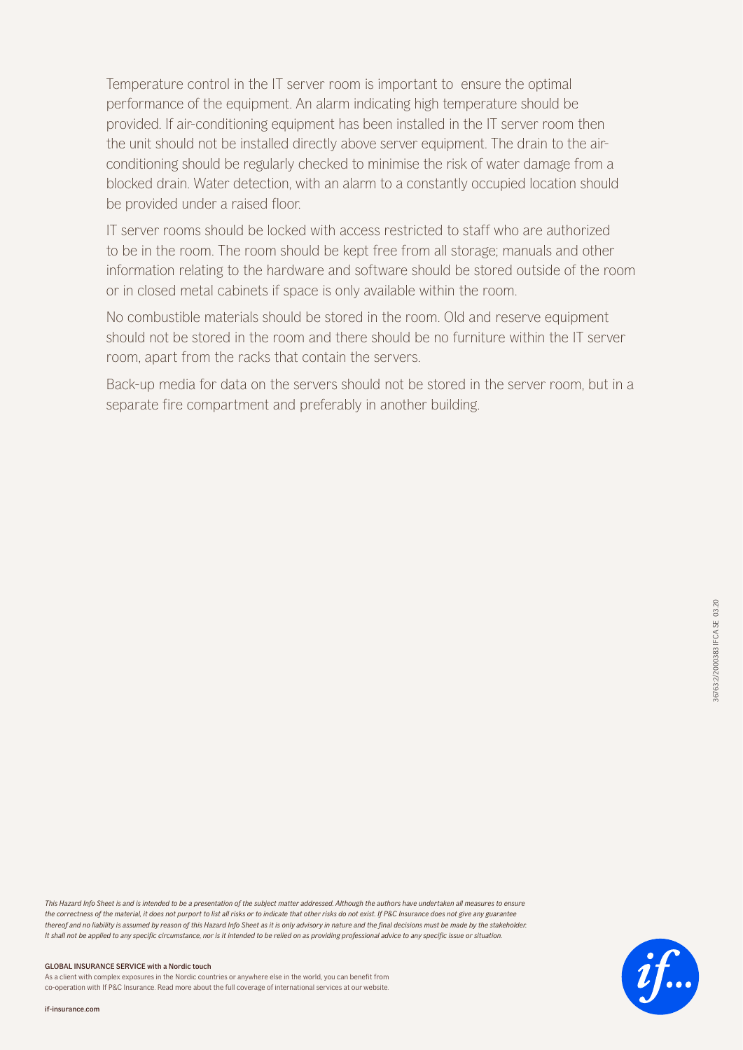Temperature control in the IT server room is important to ensure the optimal performance of the equipment. An alarm indicating high temperature should be provided. If air-conditioning equipment has been installed in the IT server room then the unit should not be installed directly above server equipment. The drain to the air-conditioning should be regularly checked to minimise the risk of water damage from a blocked drain. Water detection, with an alarm to a constantly occupied location should be provided under a raised floor.

IT server rooms should be locked with access restricted to staff who are authorized to be in the room. The room should be kept free from all storage; manuals and other information relating to the hardware and software should be stored outside of the room or in closed metal cabinets if space is only available within the room.

No combustible materials should be stored in the room. Old and reserve equipment should not be stored in the room and there should be no furniture within the IT server room, apart from the racks that contain the servers.

Back-up media for data on the servers should not be stored in the server room, but in a separate fire compartment and preferably in another building.

36763.2/2000383 IFCA SE 03.20

*This Hazard Info Sheet is and is intended to be a presentation of the subject matter addressed. Although the authors have undertaken all measures to ensure the correctness of the material, it does not purport to list all risks or to indicate that other risks do not exist. If P&C Insurance does not give any guarantee thereof and no liability is assumed by reason of this Hazard Info Sheet as it is only advisory in nature and the final decisions must be made by the stakeholder. It shall not be applied to any specific circumstance, nor is it intended to be relied on as providing professional advice to any specific issue or situation.*

**GLOBAL INSURANCE SERVICE with a Nordic touch**

As a client with complex exposures in the Nordic countries or anywhere else in the world, you can benefit from co-operation with If P&C Insurance. Read more about the full coverage of international services at our website.

**if-insurance.com**